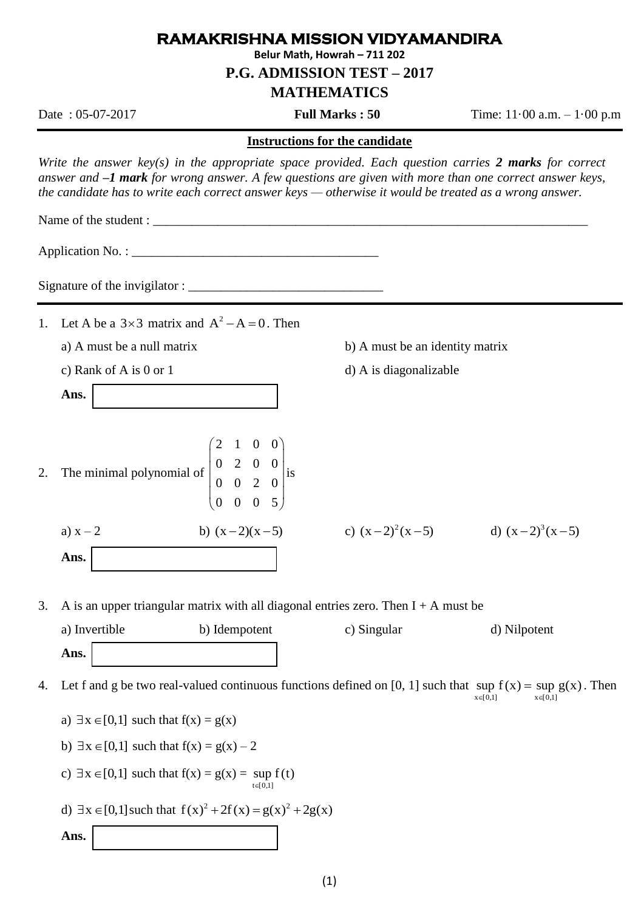# RAMAKRISHNA MISSION VIDYAMANDIRA

**Belur Math, Howrah – 711 202**

## P.G. ADMISSION TEST – 2017

## MATHEMATICS

Date : 05-07-2017 **Full Marks : 50** Time: 11·00 a.m. – 1·00 p.m

**Instructions for the candidate**

*Write the answer key(s) in the appropriate space provided. Each question carries **2 marks** for correct answer and **–1 mark** for wrong answer. A few questions are given with more than one correct answer keys, the candidate has to write each correct answer keys — otherwise it would be treated as a wrong answer.*

Name of the student : ______________________________________________________________________

Application No. : ______________________________________

Signature of the invigilator : ______________________________

1. Let A be a $3\times3$ matrix and $A^2 - A = 0$. Then

   a) A must be a null matrix
   b) A must be an identity matrix
   c) Rank of A is 0 or 1
   d) A is diagonalizable

   **Ans.**

2. The minimal polynomial of $\begin{pmatrix} 2 & 1 & 0 & 0 \\ 0 & 2 & 0 & 0 \\ 0 & 0 & 2 & 0 \\ 0 & 0 & 0 & 5 \end{pmatrix}$ is

   a) $x - 2$
   b) $(x-2)(x-5)$
   c) $(x-2)^2(x-5)$
   d) $(x-2)^3(x-5)$

   **Ans.**

3. A is an upper triangular matrix with all diagonal entries zero. Then I + A must be

   a) Invertible
   b) Idempotent
   c) Singular
   d) Nilpotent

   **Ans.**

4. Let f and g be two real-valued continuous functions defined on [0, 1] such that $\sup\limits_{x\in[0,1]} f(x) = \sup\limits_{x\in[0,1]} g(x)$. Then

   a) $\exists x \in [0,1]$ such that f(x) = g(x)

   b) $\exists x \in [0,1]$ such that f(x) = g(x) – 2

   c) $\exists x \in [0,1]$ such that $f(x) = g(x) = \sup\limits_{t\in[0,1]} f(t)$

   d) $\exists x \in [0,1]$ such that $f(x)^2 + 2f(x) = g(x)^2 + 2g(x)$

   **Ans.**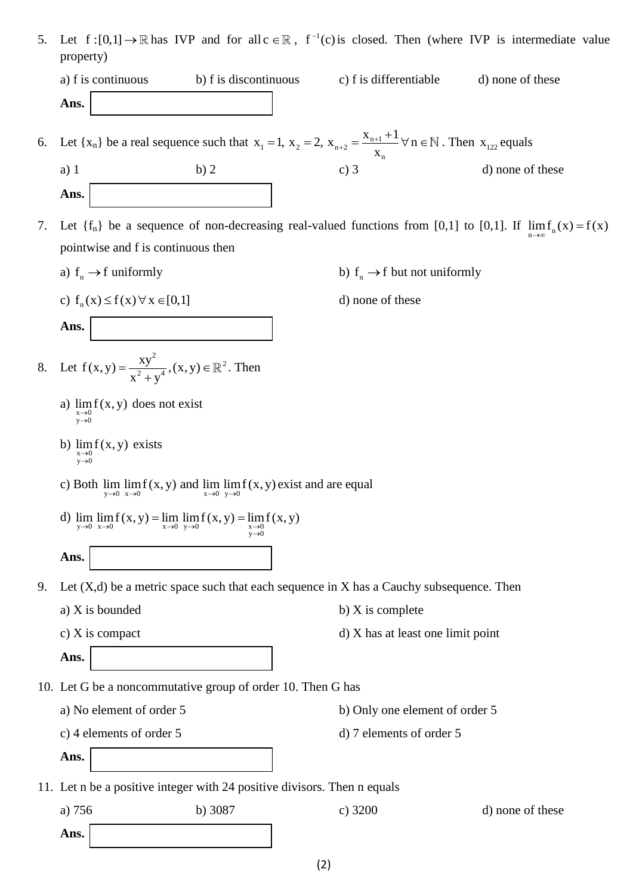5. Let $f:[0,1]\to\mathbb{R}$ has IVP and for all $c\in\mathbb{R}$, $f^{-1}(c)$ is closed. Then (where IVP is intermediate value property)

   a) f is continuous  b) f is discontinuous  c) f is differentiable  d) none of these

   **Ans.**

6. Let $\{x_n\}$ be a real sequence such that $x_1 = 1,\ x_2 = 2,\ x_{n+2} = \dfrac{x_{n+1}+1}{x_n}\ \forall\, n\in\mathbb{N}$. Then $x_{122}$ equals

   a) 1  b) 2  c) 3  d) none of these

   **Ans.**

7. Let $\{f_n\}$ be a sequence of non-decreasing real-valued functions from [0,1] to [0,1]. If $\lim\limits_{n\to\infty} f_n(x) = f(x)$ pointwise and f is continuous then

   a) $f_n \to f$ uniformly  b) $f_n \to f$ but not uniformly

   c) $f_n(x) \le f(x)\,\forall\, x\in[0,1]$  d) none of these

   **Ans.**

8. Let $f(x,y) = \dfrac{xy^2}{x^2+y^4}, (x,y)\in\mathbb{R}^2$. Then

   a) $\lim\limits_{\substack{x\to 0\\ y\to 0}} f(x,y)$ does not exist

   b) $\lim\limits_{\substack{x\to 0\\ y\to 0}} f(x,y)$ exists

   c) Both $\lim\limits_{y\to 0}\lim\limits_{x\to 0} f(x,y)$ and $\lim\limits_{x\to 0}\lim\limits_{y\to 0} f(x,y)$ exist and are equal

   d) $\lim\limits_{y\to 0}\lim\limits_{x\to 0} f(x,y) = \lim\limits_{x\to 0}\lim\limits_{y\to 0} f(x,y) = \lim\limits_{\substack{x\to 0\\ y\to 0}} f(x,y)$

   **Ans.**

9. Let (X,d) be a metric space such that each sequence in X has a Cauchy subsequence. Then

   a) X is bounded  b) X is complete

   c) X is compact  d) X has at least one limit point

   **Ans.**

10. Let G be a noncommutative group of order 10. Then G has

    a) No element of order 5  b) Only one element of order 5

    c) 4 elements of order 5  d) 7 elements of order 5

    **Ans.**

11. Let n be a positive integer with 24 positive divisors. Then n equals

    a) 756  b) 3087  c) 3200  d) none of these

    **Ans.**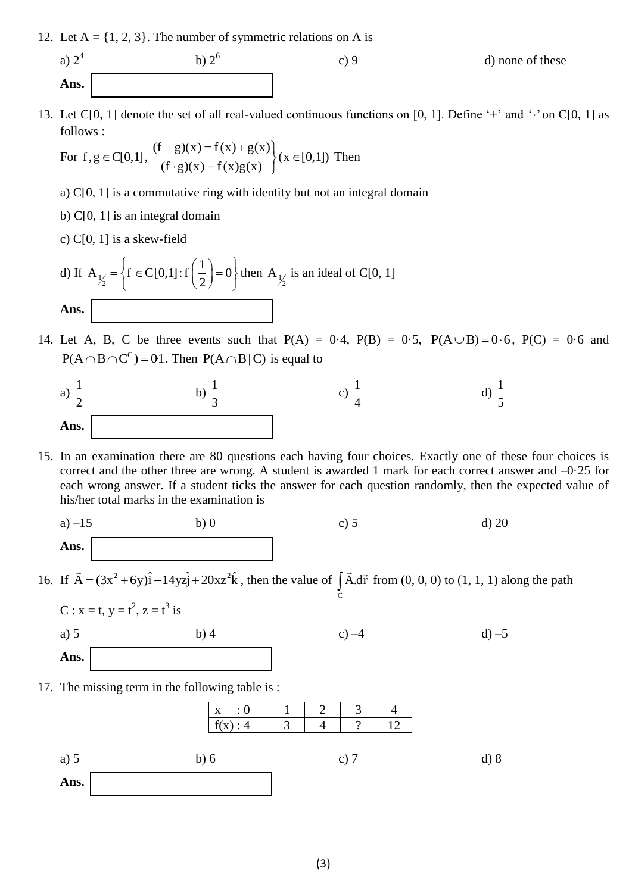12. Let A = {1, 2, 3}. The number of symmetric relations on A is

    a) $2^4$ b) $2^6$ c) 9 d) none of these

    **Ans.**

13. Let C[0, 1] denote the set of all real-valued continuous functions on [0, 1]. Define '+' and '·' on C[0, 1] as follows :

    For $f, g \in C[0,1]$, $\left.\begin{array}{l}(f+g)(x) = f(x)+g(x) \\ (f \cdot g)(x) = f(x)g(x)\end{array}\right\}(x \in [0,1])$ Then

    a) C[0, 1] is a commutative ring with identity but not an integral domain

    b) C[0, 1] is an integral domain

    c) C[0, 1] is a skew-field

    d) If $A_{1/2} = \left\{ f \in C[0,1] : f\left(\frac{1}{2}\right) = 0 \right\}$ then $A_{1/2}$ is an ideal of C[0, 1]

    **Ans.**

14. Let A, B, C be three events such that P(A) = 0·4, P(B) = 0·5, $P(A \cup B) = 0{\cdot}6$, P(C) = 0·6 and $P(A \cap B \cap C^C) = 0{\cdot}1$. Then $P(A \cap B \mid C)$ is equal to

    a) $\frac{1}{2}$ b) $\frac{1}{3}$ c) $\frac{1}{4}$ d) $\frac{1}{5}$

    **Ans.**

15. In an examination there are 80 questions each having four choices. Exactly one of these four choices is correct and the other three are wrong. A student is awarded 1 mark for each correct answer and –0·25 for each wrong answer. If a student ticks the answer for each question randomly, then the expected value of his/her total marks in the examination is

    a) –15 b) 0 c) 5 d) 20

    **Ans.**

16. If $\vec{A} = (3x^2 + 6y)\hat{i} - 14yz\hat{j} + 20xz^2\hat{k}$, then the value of $\int_C \vec{A}.d\vec{r}$ from (0, 0, 0) to (1, 1, 1) along the path

    C : x = t, y = $t^2$, z = $t^3$ is

    a) 5 b) 4 c) –4 d) –5

    **Ans.**

17. The missing term in the following table is :

| x : 0 | 1 | 2 | 3 | 4 |
|---|---|---|---|---|
| f(x) : 4 | 3 | 4 | ? | 12 |

    a) 5 b) 6 c) 7 d) 8

    **Ans.**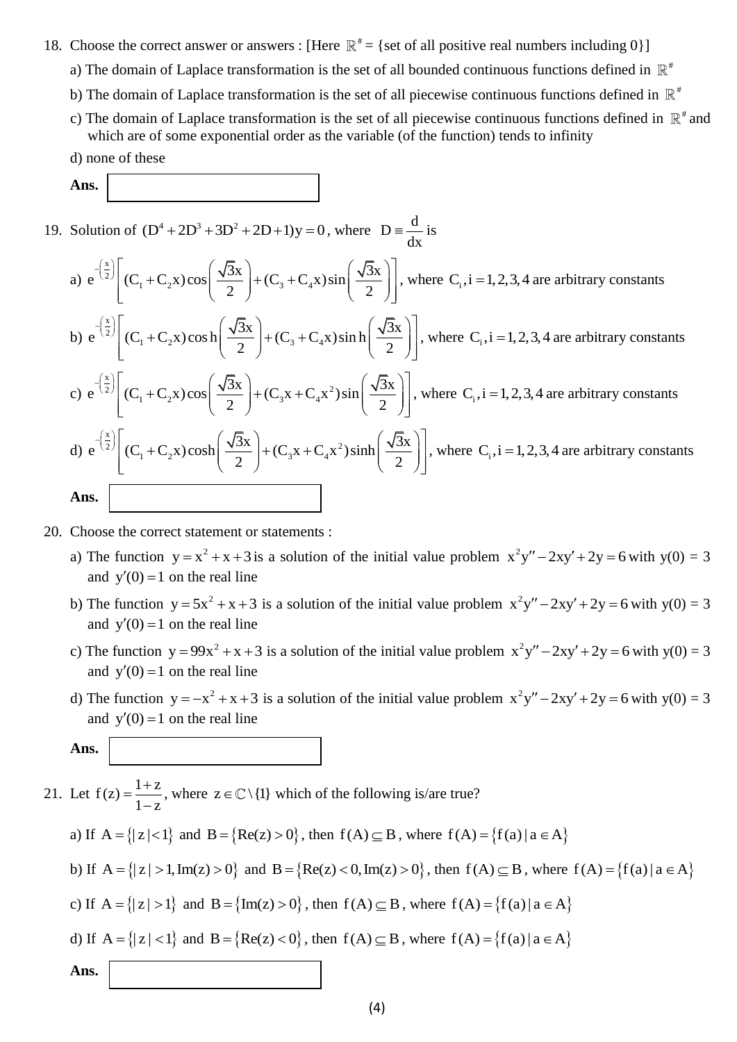18. Choose the correct answer or answers : [Here $\mathbb{R}^{\#}$ = {set of all positive real numbers including 0}]

    a) The domain of Laplace transformation is the set of all bounded continuous functions defined in $\mathbb{R}^{\#}$

    b) The domain of Laplace transformation is the set of all piecewise continuous functions defined in $\mathbb{R}^{\#}$

    c) The domain of Laplace transformation is the set of all piecewise continuous functions defined in $\mathbb{R}^{\#}$ and which are of some exponential order as the variable (of the function) tends to infinity

    d) none of these

    **Ans.**

19. Solution of $(D^4 + 2D^3 + 3D^2 + 2D + 1)y = 0$, where $D \equiv \frac{d}{dx}$ is

    a) $e^{-\left(\frac{x}{2}\right)}\left[(C_1 + C_2 x)\cos\left(\frac{\sqrt{3}x}{2}\right) + (C_3 + C_4 x)\sin\left(\frac{\sqrt{3}x}{2}\right)\right]$, where $C_i, i = 1,2,3,4$ are arbitrary constants

    b) $e^{-\left(\frac{x}{2}\right)}\left[(C_1 + C_2 x)\cosh\left(\frac{\sqrt{3}x}{2}\right) + (C_3 + C_4 x)\sinh\left(\frac{\sqrt{3}x}{2}\right)\right]$, where $C_i, i = 1,2,3,4$ are arbitrary constants

    c) $e^{-\left(\frac{x}{2}\right)}\left[(C_1 + C_2 x)\cos\left(\frac{\sqrt{3}x}{2}\right) + (C_3 x + C_4 x^2)\sin\left(\frac{\sqrt{3}x}{2}\right)\right]$, where $C_i, i = 1,2,3,4$ are arbitrary constants

    d) $e^{-\left(\frac{x}{2}\right)}\left[(C_1 + C_2 x)\cosh\left(\frac{\sqrt{3}x}{2}\right) + (C_3 x + C_4 x^2)\sinh\left(\frac{\sqrt{3}x}{2}\right)\right]$, where $C_i, i = 1,2,3,4$ are arbitrary constants

    **Ans.**

20. Choose the correct statement or statements :

    a) The function $y = x^2 + x + 3$ is a solution of the initial value problem $x^2 y'' - 2xy' + 2y = 6$ with y(0) = 3 and $y'(0) = 1$ on the real line

    b) The function $y = 5x^2 + x + 3$ is a solution of the initial value problem $x^2 y'' - 2xy' + 2y = 6$ with y(0) = 3 and $y'(0) = 1$ on the real line

    c) The function $y = 99x^2 + x + 3$ is a solution of the initial value problem $x^2 y'' - 2xy' + 2y = 6$ with y(0) = 3 and $y'(0) = 1$ on the real line

    d) The function $y = -x^2 + x + 3$ is a solution of the initial value problem $x^2 y'' - 2xy' + 2y = 6$ with y(0) = 3 and $y'(0) = 1$ on the real line

    **Ans.**

21. Let $f(z) = \frac{1+z}{1-z}$, where $z \in \mathbb{C} \setminus \{1\}$ which of the following is/are true?

    a) If $A = \{|z| < 1\}$ and $B = \{\mathrm{Re}(z) > 0\}$, then $f(A) \subseteq B$, where $f(A) = \{f(a) \mid a \in A\}$

    b) If $A = \{|z| > 1, \mathrm{Im}(z) > 0\}$ and $B = \{\mathrm{Re}(z) < 0, \mathrm{Im}(z) > 0\}$, then $f(A) \subseteq B$, where $f(A) = \{f(a) \mid a \in A\}$

    c) If $A = \{|z| > 1\}$ and $B = \{\mathrm{Im}(z) > 0\}$, then $f(A) \subseteq B$, where $f(A) = \{f(a) \mid a \in A\}$

    d) If $A = \{|z| < 1\}$ and $B = \{\mathrm{Re}(z) < 0\}$, then $f(A) \subseteq B$, where $f(A) = \{f(a) \mid a \in A\}$

    **Ans.**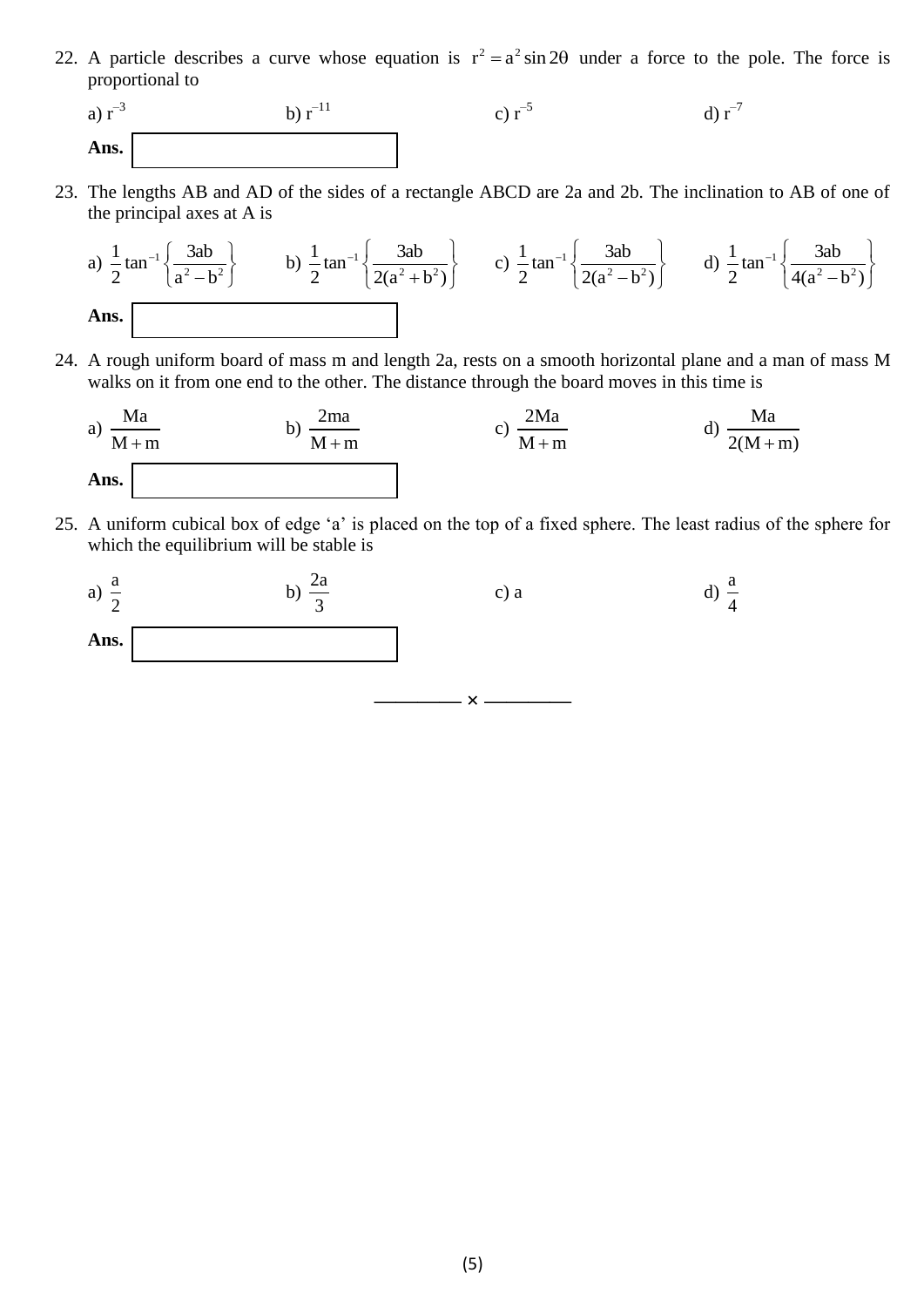22. A particle describes a curve whose equation is $r^2 = a^2 \sin 2\theta$ under a force to the pole. The force is proportional to

a) $r^{-3}$ b) $r^{-11}$ c) $r^{-5}$ d) $r^{-7}$

**Ans.**

23. The lengths AB and AD of the sides of a rectangle ABCD are 2a and 2b. The inclination to AB of one of the principal axes at A is

a) $\frac{1}{2}\tan^{-1}\left\{\frac{3ab}{a^2 - b^2}\right\}$ b) $\frac{1}{2}\tan^{-1}\left\{\frac{3ab}{2(a^2 + b^2)}\right\}$ c) $\frac{1}{2}\tan^{-1}\left\{\frac{3ab}{2(a^2 - b^2)}\right\}$ d) $\frac{1}{2}\tan^{-1}\left\{\frac{3ab}{4(a^2 - b^2)}\right\}$

**Ans.**

24. A rough uniform board of mass m and length 2a, rests on a smooth horizontal plane and a man of mass M walks on it from one end to the other. The distance through the board moves in this time is

a) $\frac{Ma}{M+m}$ b) $\frac{2ma}{M+m}$ c) $\frac{2Ma}{M+m}$ d) $\frac{Ma}{2(M+m)}$

**Ans.**

25. A uniform cubical box of edge 'a' is placed on the top of a fixed sphere. The least radius of the sphere for which the equilibrium will be stable is

a) $\frac{a}{2}$ b) $\frac{2a}{3}$ c) a d) $\frac{a}{4}$

**Ans.**

———— × ————